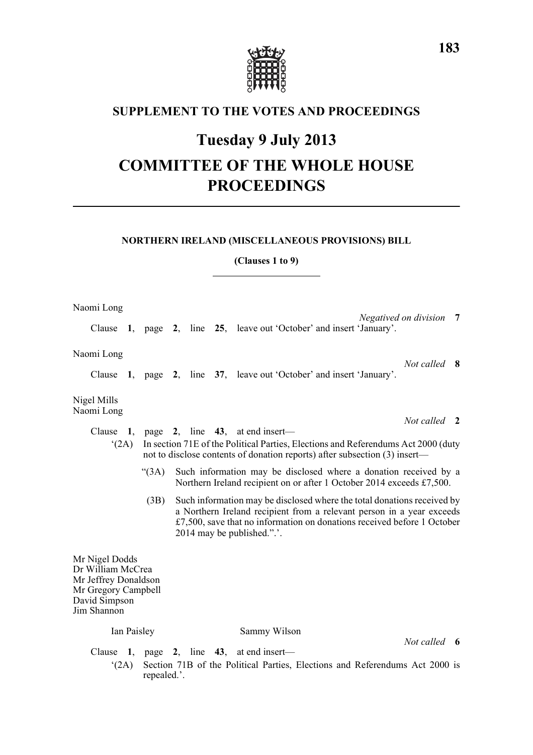# SUPPLEMENT TO THE VOTES AND PROCEEDINGS

# Tuesday 9 July 2013

# COMMITTEE OF THE WHOLE HOUSE PROCEEDINGS

---

### NORTHERN IRELAND (MISCELLANEOUS PROVISIONS) BILL

**(Clauses 1 to 9)**

---

Naomi Long

*Negatived on division* **7**

Clause **1**, page **2**, line **25**, leave out 'October' and insert 'January'.

Naomi Long

*Not called* **8**

Clause **1**, page **2**, line **37**, leave out 'October' and insert 'January'.

Nigel Mills
Naomi Long

*Not called* **2**

Clause **1**, page **2**, line **43**, at end insert—

'(2A) In section 71E of the Political Parties, Elections and Referendums Act 2000 (duty not to disclose contents of donation reports) after subsection (3) insert—

"(3A) Such information may be disclosed where a donation received by a Northern Ireland recipient on or after 1 October 2014 exceeds £7,500.

(3B) Such information may be disclosed where the total donations received by a Northern Ireland recipient from a relevant person in a year exceeds £7,500, save that no information on donations received before 1 October 2014 may be published.".'.

Mr Nigel Dodds
Dr William McCrea
Mr Jeffrey Donaldson
Mr Gregory Campbell
David Simpson
Jim Shannon
Ian Paisley
Sammy Wilson

*Not called* **6**

Clause **1**, page **2**, line **43**, at end insert—

'(2A) Section 71B of the Political Parties, Elections and Referendums Act 2000 is repealed.'.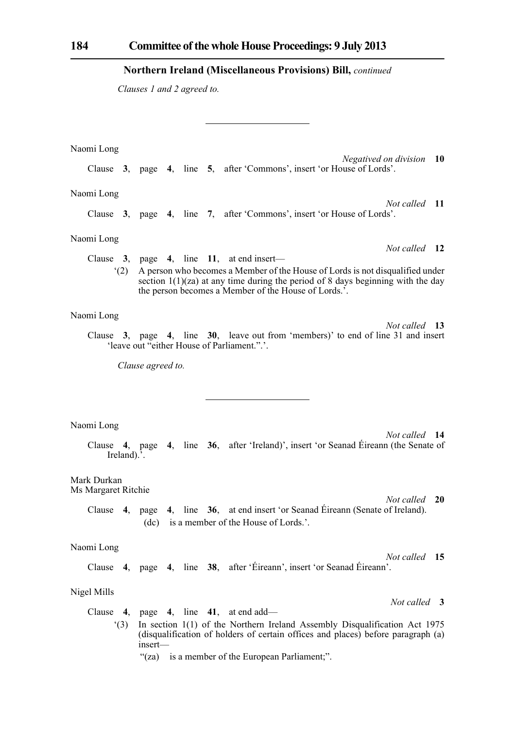**Northern Ireland (Miscellaneous Provisions) Bill,** *continued*

*Clauses 1 and 2 agreed to.*

---

Naomi Long

*Negatived on division* **10**

Clause **3**, page **4**, line **5**, after 'Commons', insert 'or House of Lords'.

Naomi Long

*Not called* **11**

Clause **3**, page **4**, line **7**, after 'Commons', insert 'or House of Lords'.

Naomi Long

*Not called* **12**

Clause **3**, page **4**, line **11**, at end insert—

'(2) A person who becomes a Member of the House of Lords is not disqualified under section 1(1)(za) at any time during the period of 8 days beginning with the day the person becomes a Member of the House of Lords.'.

Naomi Long

*Not called* **13**

Clause **3**, page **4**, line **30**, leave out from 'members)' to end of line 31 and insert 'leave out "either House of Parliament.".'.

*Clause agreed to.*

---

Naomi Long

*Not called* **14**

Clause **4**, page **4**, line **36**, after 'Ireland)', insert 'or Seanad Éireann (the Senate of Ireland).'.

Mark Durkan
Ms Margaret Ritchie

*Not called* **20**

Clause **4**, page **4**, line **36**, at end insert 'or Seanad Éireann (Senate of Ireland).

(dc) is a member of the House of Lords.'.

Naomi Long

*Not called* **15**

Clause **4**, page **4**, line **38**, after 'Éireann', insert 'or Seanad Éireann'.

Nigel Mills

*Not called* **3**

Clause **4**, page **4**, line **41**, at end add—

'(3) In section 1(1) of the Northern Ireland Assembly Disqualification Act 1975 (disqualification of holders of certain offices and places) before paragraph (a) insert—

"(za) is a member of the European Parliament;".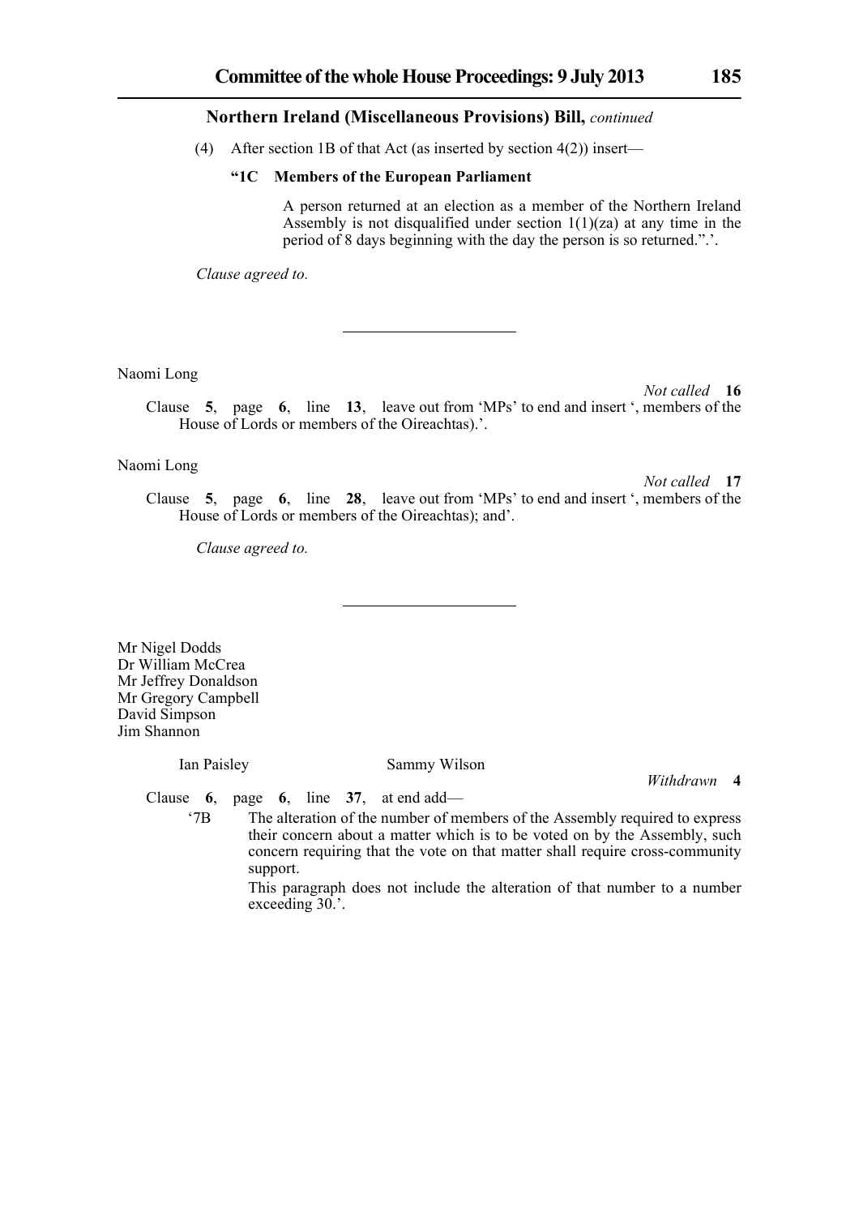**Northern Ireland (Miscellaneous Provisions) Bill,** *continued*

(4) After section 1B of that Act (as inserted by section 4(2)) insert—

**"1C Members of the European Parliament**

A person returned at an election as a member of the Northern Ireland Assembly is not disqualified under section 1(1)(za) at any time in the period of 8 days beginning with the day the person is so returned.".'.

*Clause agreed to.*

---

Naomi Long

*Not called* **16**

Clause **5**, page **6**, line **13**, leave out from 'MPs' to end and insert ', members of the House of Lords or members of the Oireachtas).'.

Naomi Long

*Not called* **17**

Clause **5**, page **6**, line **28**, leave out from 'MPs' to end and insert ', members of the House of Lords or members of the Oireachtas); and'.

*Clause agreed to.*

---

Mr Nigel Dodds
Dr William McCrea
Mr Jeffrey Donaldson
Mr Gregory Campbell
David Simpson
Jim Shannon

Ian Paisley Sammy Wilson

*Withdrawn* **4**

Clause **6**, page **6**, line **37**, at end add—

'7B The alteration of the number of members of the Assembly required to express their concern about a matter which is to be voted on by the Assembly, such concern requiring that the vote on that matter shall require cross-community support.

This paragraph does not include the alteration of that number to a number exceeding 30.'.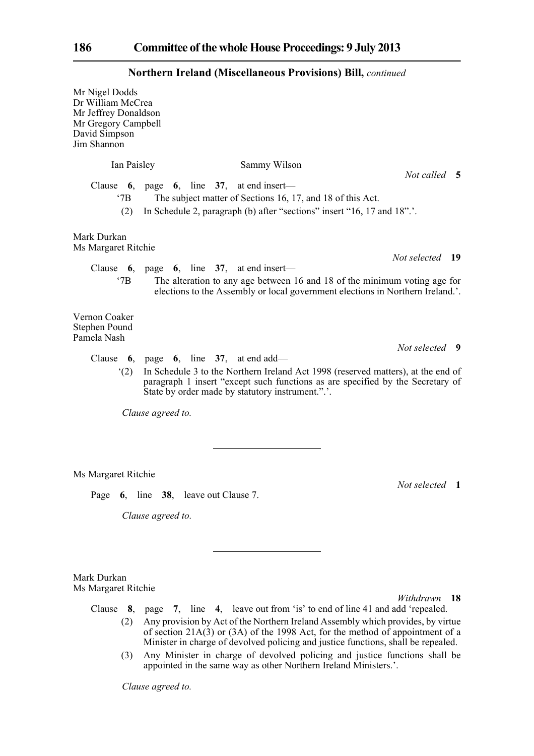## Northern Ireland (Miscellaneous Provisions) Bill, *continued*

Mr Nigel Dodds
Dr William McCrea
Mr Jeffrey Donaldson
Mr Gregory Campbell
David Simpson
Jim Shannon

Ian Paisley Sammy Wilson

*Not called* **5**

Clause **6**, page **6**, line **37**, at end insert—

'7B The subject matter of Sections 16, 17, and 18 of this Act.

(2) In Schedule 2, paragraph (b) after "sections" insert "16, 17 and 18".'.

Mark Durkan
Ms Margaret Ritchie

*Not selected* **19**

Clause **6**, page **6**, line **37**, at end insert—

'7B The alteration to any age between 16 and 18 of the minimum voting age for elections to the Assembly or local government elections in Northern Ireland.'.

Vernon Coaker
Stephen Pound
Pamela Nash

*Not selected* **9**

Clause **6**, page **6**, line **37**, at end add—

'(2) In Schedule 3 to the Northern Ireland Act 1998 (reserved matters), at the end of paragraph 1 insert "except such functions as are specified by the Secretary of State by order made by statutory instrument.".'.

*Clause agreed to.*

---

Ms Margaret Ritchie

*Not selected* **1**

Page **6**, line **38**, leave out Clause 7.

*Clause agreed to.*

---

Mark Durkan
Ms Margaret Ritchie

*Withdrawn* **18**

Clause **8**, page **7**, line **4**, leave out from 'is' to end of line 41 and add 'repealed.

(2) Any provision by Act of the Northern Ireland Assembly which provides, by virtue of section 21A(3) or (3A) of the 1998 Act, for the method of appointment of a Minister in charge of devolved policing and justice functions, shall be repealed.

(3) Any Minister in charge of devolved policing and justice functions shall be appointed in the same way as other Northern Ireland Ministers.'.

*Clause agreed to.*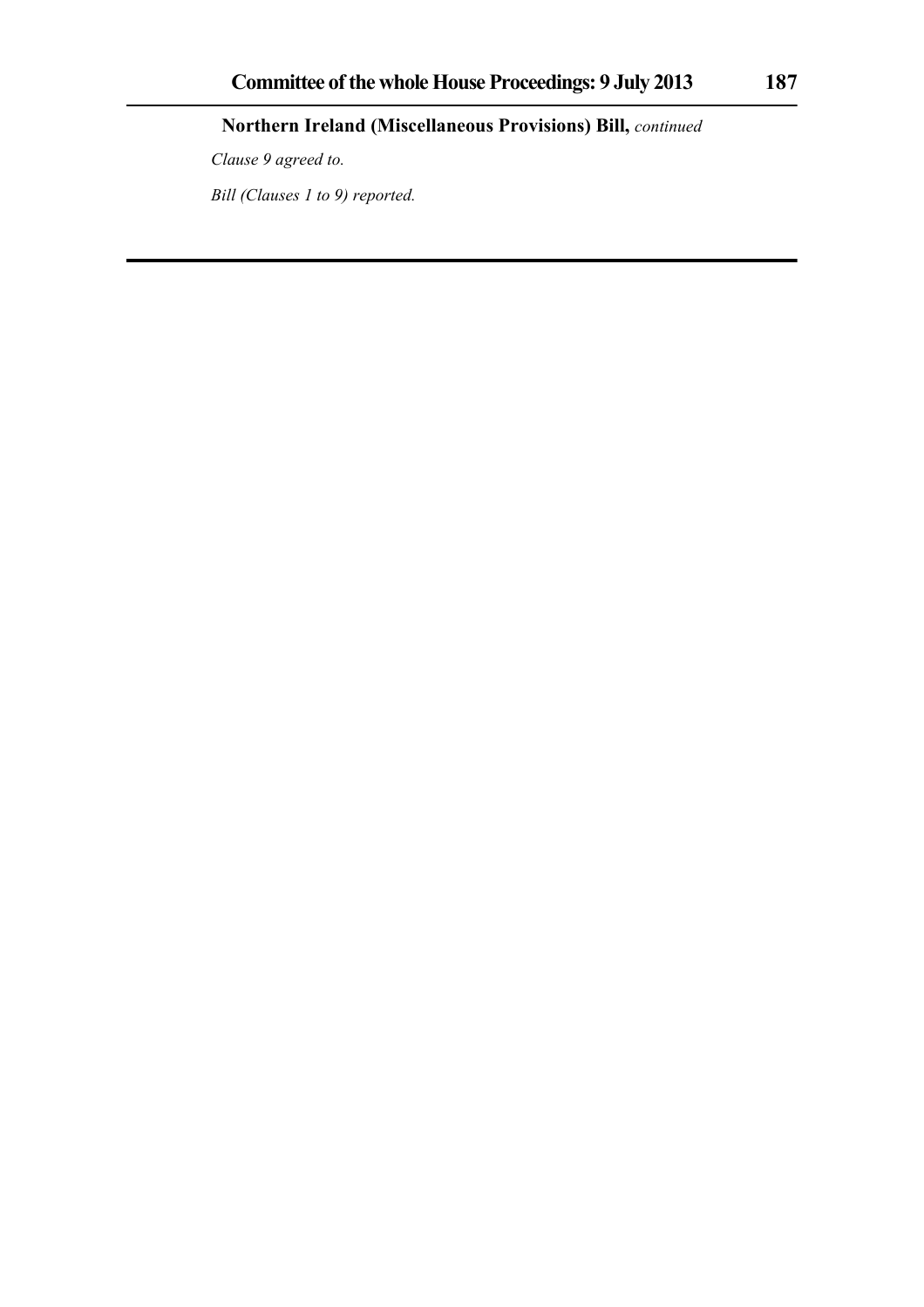**Northern Ireland (Miscellaneous Provisions) Bill,** *continued*

*Clause 9 agreed to.*

*Bill (Clauses 1 to 9) reported.*